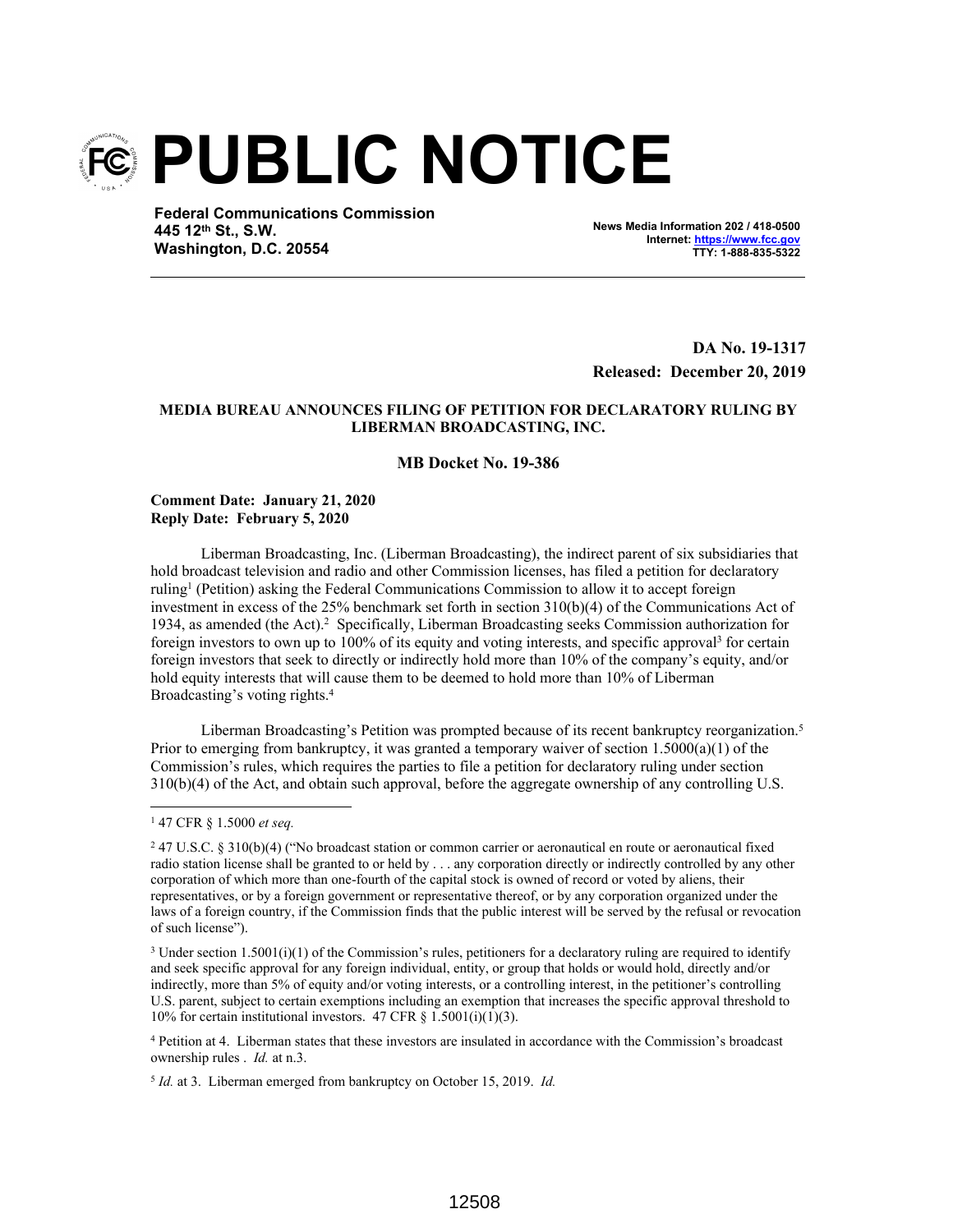# PUBLIC NOTICE

**Federal Communications Commission**
**445 12th St., S.W.**
**Washington, D.C. 20554**

**News Media Information 202 / 418-0500**
**Internet: https://www.fcc.gov**
**TTY: 1-888-835-5322**

**DA No. 19-1317**
**Released: December 20, 2019**

**MEDIA BUREAU ANNOUNCES FILING OF PETITION FOR DECLARATORY RULING BY LIBERMAN BROADCASTING, INC.**

**MB Docket No. 19-386**

**Comment Date: January 21, 2020**
**Reply Date: February 5, 2020**

Liberman Broadcasting, Inc. (Liberman Broadcasting), the indirect parent of six subsidiaries that hold broadcast television and radio and other Commission licenses, has filed a petition for declaratory ruling[1] (Petition) asking the Federal Communications Commission to allow it to accept foreign investment in excess of the 25% benchmark set forth in section 310(b)(4) of the Communications Act of 1934, as amended (the Act).[2] Specifically, Liberman Broadcasting seeks Commission authorization for foreign investors to own up to 100% of its equity and voting interests, and specific approval[3] for certain foreign investors that seek to directly or indirectly hold more than 10% of the company's equity, and/or hold equity interests that will cause them to be deemed to hold more than 10% of Liberman Broadcasting's voting rights.[4]

Liberman Broadcasting's Petition was prompted because of its recent bankruptcy reorganization.[5] Prior to emerging from bankruptcy, it was granted a temporary waiver of section 1.5000(a)(1) of the Commission's rules, which requires the parties to file a petition for declaratory ruling under section 310(b)(4) of the Act, and obtain such approval, before the aggregate ownership of any controlling U.S.

---

[1] 47 CFR § 1.5000 *et seq.*

[2] 47 U.S.C. § 310(b)(4) ("No broadcast station or common carrier or aeronautical en route or aeronautical fixed radio station license shall be granted to or held by . . . any corporation directly or indirectly controlled by any other corporation of which more than one-fourth of the capital stock is owned of record or voted by aliens, their representatives, or by a foreign government or representative thereof, or by any corporation organized under the laws of a foreign country, if the Commission finds that the public interest will be served by the refusal or revocation of such license").

[3] Under section 1.5001(i)(1) of the Commission's rules, petitioners for a declaratory ruling are required to identify and seek specific approval for any foreign individual, entity, or group that holds or would hold, directly and/or indirectly, more than 5% of equity and/or voting interests, or a controlling interest, in the petitioner's controlling U.S. parent, subject to certain exemptions including an exemption that increases the specific approval threshold to 10% for certain institutional investors. 47 CFR § 1.5001(i)(1)(3).

[4] Petition at 4. Liberman states that these investors are insulated in accordance with the Commission's broadcast ownership rules . *Id.* at n.3.

[5] *Id.* at 3. Liberman emerged from bankruptcy on October 15, 2019. *Id.*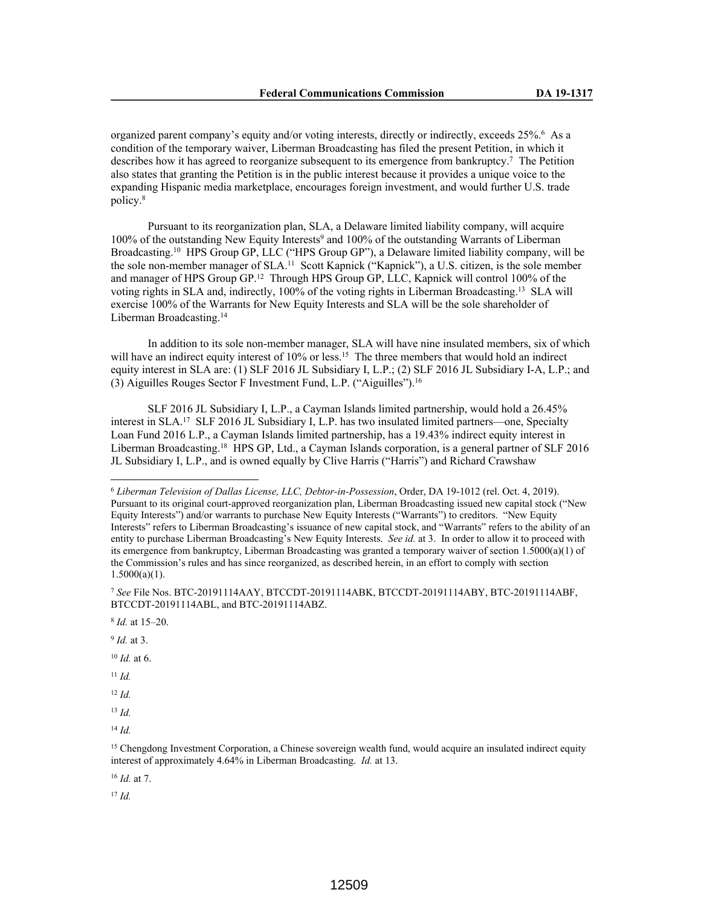organized parent company's equity and/or voting interests, directly or indirectly, exceeds 25%.[6] As a condition of the temporary waiver, Liberman Broadcasting has filed the present Petition, in which it describes how it has agreed to reorganize subsequent to its emergence from bankruptcy.[7] The Petition also states that granting the Petition is in the public interest because it provides a unique voice to the expanding Hispanic media marketplace, encourages foreign investment, and would further U.S. trade policy.[8]

Pursuant to its reorganization plan, SLA, a Delaware limited liability company, will acquire 100% of the outstanding New Equity Interests[9] and 100% of the outstanding Warrants of Liberman Broadcasting.[10] HPS Group GP, LLC ("HPS Group GP"), a Delaware limited liability company, will be the sole non-member manager of SLA.[11] Scott Kapnick ("Kapnick"), a U.S. citizen, is the sole member and manager of HPS Group GP.[12] Through HPS Group GP, LLC, Kapnick will control 100% of the voting rights in SLA and, indirectly, 100% of the voting rights in Liberman Broadcasting.[13] SLA will exercise 100% of the Warrants for New Equity Interests and SLA will be the sole shareholder of Liberman Broadcasting.[14]

In addition to its sole non-member manager, SLA will have nine insulated members, six of which will have an indirect equity interest of 10% or less.[15] The three members that would hold an indirect equity interest in SLA are: (1) SLF 2016 JL Subsidiary I, L.P.; (2) SLF 2016 JL Subsidiary I-A, L.P.; and (3) Aiguilles Rouges Sector F Investment Fund, L.P. ("Aiguilles").[16]

SLF 2016 JL Subsidiary I, L.P., a Cayman Islands limited partnership, would hold a 26.45% interest in SLA.[17] SLF 2016 JL Subsidiary I, L.P. has two insulated limited partners—one, Specialty Loan Fund 2016 L.P., a Cayman Islands limited partnership, has a 19.43% indirect equity interest in Liberman Broadcasting.[18] HPS GP, Ltd., a Cayman Islands corporation, is a general partner of SLF 2016 JL Subsidiary I, L.P., and is owned equally by Clive Harris ("Harris") and Richard Crawshaw

---

[6] *Liberman Television of Dallas License, LLC, Debtor-in-Possession*, Order, DA 19-1012 (rel. Oct. 4, 2019). Pursuant to its original court-approved reorganization plan, Liberman Broadcasting issued new capital stock ("New Equity Interests") and/or warrants to purchase New Equity Interests ("Warrants") to creditors. "New Equity Interests" refers to Liberman Broadcasting's issuance of new capital stock, and "Warrants" refers to the ability of an entity to purchase Liberman Broadcasting's New Equity Interests. *See id.* at 3. In order to allow it to proceed with its emergence from bankruptcy, Liberman Broadcasting was granted a temporary waiver of section 1.5000(a)(1) of the Commission's rules and has since reorganized, as described herein, in an effort to comply with section 1.5000(a)(1).

[7] *See* File Nos. BTC-20191114AAY, BTCCDT-20191114ABK, BTCCDT-20191114ABY, BTC-20191114ABF, BTCCDT-20191114ABL, and BTC-20191114ABZ.

[8] *Id.* at 15–20.

[9] *Id.* at 3.

[10] *Id.* at 6.

[11] *Id.*

[12] *Id.*

[13] *Id.*

[14] *Id.*

[15] Chengdong Investment Corporation, a Chinese sovereign wealth fund, would acquire an insulated indirect equity interest of approximately 4.64% in Liberman Broadcasting. *Id.* at 13.

[16] *Id.* at 7.

[17] *Id.*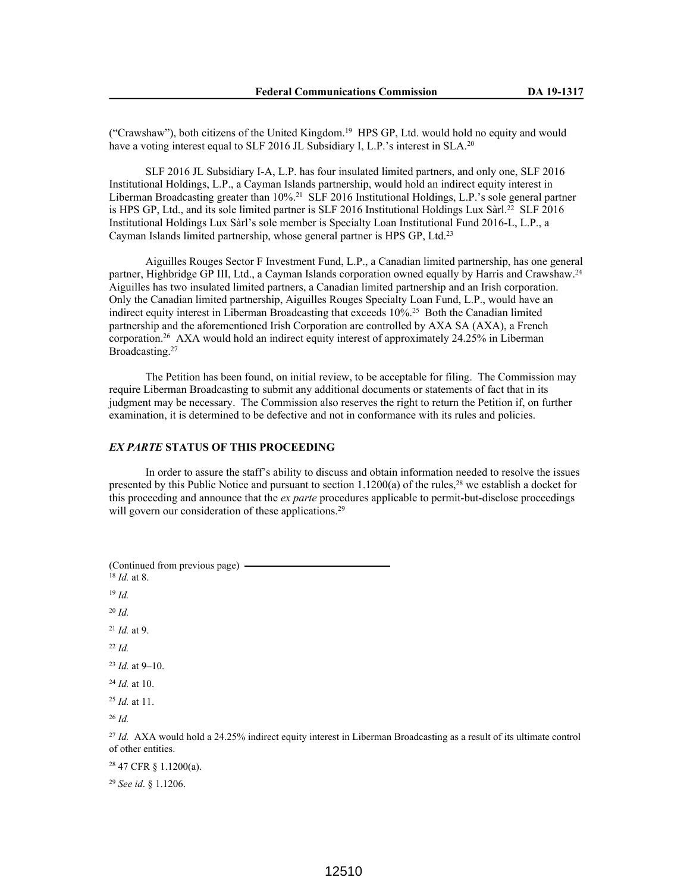("Crawshaw"), both citizens of the United Kingdom.[19] HPS GP, Ltd. would hold no equity and would have a voting interest equal to SLF 2016 JL Subsidiary I, L.P.'s interest in SLA.[20]

SLF 2016 JL Subsidiary I-A, L.P. has four insulated limited partners, and only one, SLF 2016 Institutional Holdings, L.P., a Cayman Islands partnership, would hold an indirect equity interest in Liberman Broadcasting greater than 10%.[21] SLF 2016 Institutional Holdings, L.P.'s sole general partner is HPS GP, Ltd., and its sole limited partner is SLF 2016 Institutional Holdings Lux Sàrl.[22] SLF 2016 Institutional Holdings Lux Sàrl's sole member is Specialty Loan Institutional Fund 2016-L, L.P., a Cayman Islands limited partnership, whose general partner is HPS GP, Ltd.[23]

Aiguilles Rouges Sector F Investment Fund, L.P., a Canadian limited partnership, has one general partner, Highbridge GP III, Ltd., a Cayman Islands corporation owned equally by Harris and Crawshaw.[24] Aiguilles has two insulated limited partners, a Canadian limited partnership and an Irish corporation. Only the Canadian limited partnership, Aiguilles Rouges Specialty Loan Fund, L.P., would have an indirect equity interest in Liberman Broadcasting that exceeds 10%.[25] Both the Canadian limited partnership and the aforementioned Irish Corporation are controlled by AXA SA (AXA), a French corporation.[26] AXA would hold an indirect equity interest of approximately 24.25% in Liberman Broadcasting.[27]

The Petition has been found, on initial review, to be acceptable for filing. The Commission may require Liberman Broadcasting to submit any additional documents or statements of fact that in its judgment may be necessary. The Commission also reserves the right to return the Petition if, on further examination, it is determined to be defective and not in conformance with its rules and policies.

## *EX PARTE* STATUS OF THIS PROCEEDING

In order to assure the staff's ability to discuss and obtain information needed to resolve the issues presented by this Public Notice and pursuant to section 1.1200(a) of the rules,[28] we establish a docket for this proceeding and announce that the *ex parte* procedures applicable to permit-but-disclose proceedings will govern our consideration of these applications.[29]

(Continued from previous page)

[18] *Id.* at 8.

[19] *Id.*

[20] *Id.*

[21] *Id.* at 9.

[22] *Id.*

[23] *Id.* at 9–10.

[24] *Id.* at 10.

[25] *Id.* at 11.

[26] *Id.*

[27] *Id.* AXA would hold a 24.25% indirect equity interest in Liberman Broadcasting as a result of its ultimate control of other entities.

[28] 47 CFR § 1.1200(a).

[29] *See id*. § 1.1206.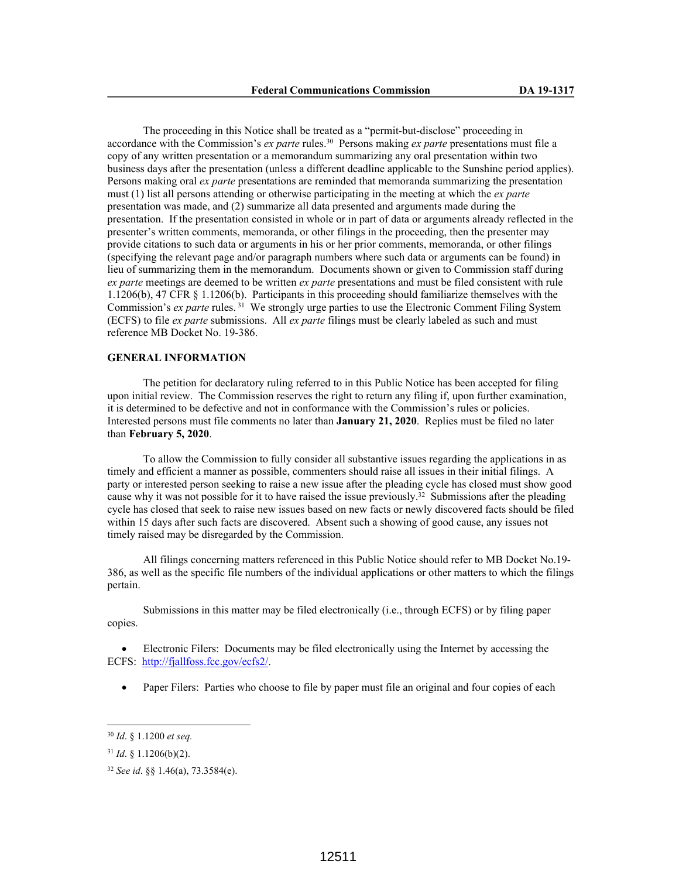The proceeding in this Notice shall be treated as a "permit-but-disclose" proceeding in accordance with the Commission's *ex parte* rules.[30] Persons making *ex parte* presentations must file a copy of any written presentation or a memorandum summarizing any oral presentation within two business days after the presentation (unless a different deadline applicable to the Sunshine period applies). Persons making oral *ex parte* presentations are reminded that memoranda summarizing the presentation must (1) list all persons attending or otherwise participating in the meeting at which the *ex parte* presentation was made, and (2) summarize all data presented and arguments made during the presentation. If the presentation consisted in whole or in part of data or arguments already reflected in the presenter's written comments, memoranda, or other filings in the proceeding, then the presenter may provide citations to such data or arguments in his or her prior comments, memoranda, or other filings (specifying the relevant page and/or paragraph numbers where such data or arguments can be found) in lieu of summarizing them in the memorandum. Documents shown or given to Commission staff during *ex parte* meetings are deemed to be written *ex parte* presentations and must be filed consistent with rule 1.1206(b), 47 CFR § 1.1206(b). Participants in this proceeding should familiarize themselves with the Commission's *ex parte* rules.[31] We strongly urge parties to use the Electronic Comment Filing System (ECFS) to file *ex parte* submissions. All *ex parte* filings must be clearly labeled as such and must reference MB Docket No. 19-386.

**GENERAL INFORMATION**

The petition for declaratory ruling referred to in this Public Notice has been accepted for filing upon initial review. The Commission reserves the right to return any filing if, upon further examination, it is determined to be defective and not in conformance with the Commission's rules or policies. Interested persons must file comments no later than **January 21, 2020**. Replies must be filed no later than **February 5, 2020**.

To allow the Commission to fully consider all substantive issues regarding the applications in as timely and efficient a manner as possible, commenters should raise all issues in their initial filings. A party or interested person seeking to raise a new issue after the pleading cycle has closed must show good cause why it was not possible for it to have raised the issue previously.[32] Submissions after the pleading cycle has closed that seek to raise new issues based on new facts or newly discovered facts should be filed within 15 days after such facts are discovered. Absent such a showing of good cause, any issues not timely raised may be disregarded by the Commission.

All filings concerning matters referenced in this Public Notice should refer to MB Docket No.19-386, as well as the specific file numbers of the individual applications or other matters to which the filings pertain.

Submissions in this matter may be filed electronically (i.e., through ECFS) or by filing paper copies.

- Electronic Filers: Documents may be filed electronically using the Internet by accessing the ECFS: http://fjallfoss.fcc.gov/ecfs2/.

- Paper Filers: Parties who choose to file by paper must file an original and four copies of each

---

[30] *Id*. § 1.1200 *et seq.*

[31] *Id*. § 1.1206(b)(2).

[32] *See id*. §§ 1.46(a), 73.3584(e).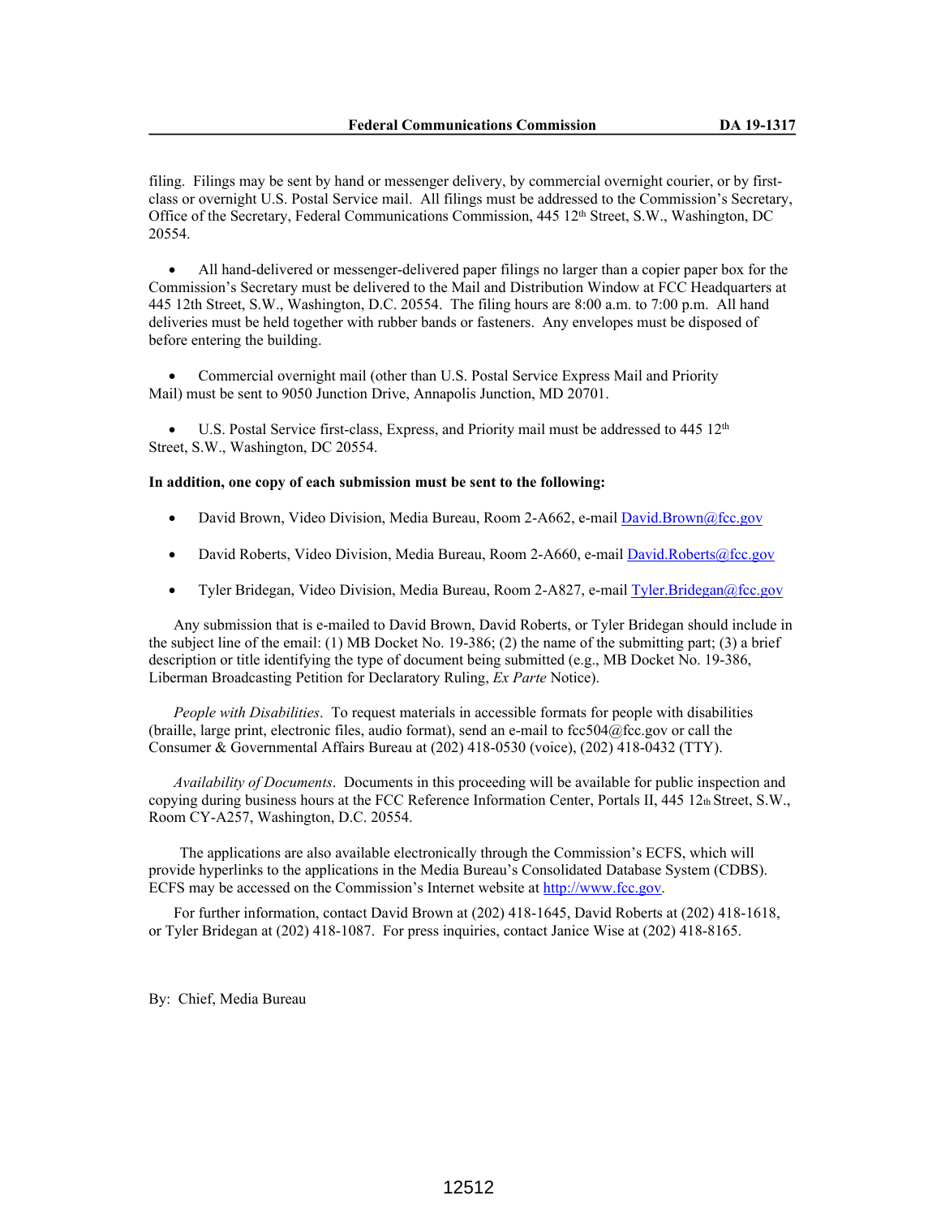filing. Filings may be sent by hand or messenger delivery, by commercial overnight courier, or by first-class or overnight U.S. Postal Service mail. All filings must be addressed to the Commission's Secretary, Office of the Secretary, Federal Communications Commission, 445 12th Street, S.W., Washington, DC 20554.

- All hand-delivered or messenger-delivered paper filings no larger than a copier paper box for the Commission's Secretary must be delivered to the Mail and Distribution Window at FCC Headquarters at 445 12th Street, S.W., Washington, D.C. 20554. The filing hours are 8:00 a.m. to 7:00 p.m. All hand deliveries must be held together with rubber bands or fasteners. Any envelopes must be disposed of before entering the building.

- Commercial overnight mail (other than U.S. Postal Service Express Mail and Priority Mail) must be sent to 9050 Junction Drive, Annapolis Junction, MD 20701.

- U.S. Postal Service first-class, Express, and Priority mail must be addressed to 445 12th Street, S.W., Washington, DC 20554.

**In addition, one copy of each submission must be sent to the following:**

- David Brown, Video Division, Media Bureau, Room 2-A662, e-mail David.Brown@fcc.gov
- David Roberts, Video Division, Media Bureau, Room 2-A660, e-mail David.Roberts@fcc.gov
- Tyler Bridegan, Video Division, Media Bureau, Room 2-A827, e-mail Tyler.Bridegan@fcc.gov

Any submission that is e-mailed to David Brown, David Roberts, or Tyler Bridegan should include in the subject line of the email: (1) MB Docket No. 19-386; (2) the name of the submitting part; (3) a brief description or title identifying the type of document being submitted (e.g., MB Docket No. 19-386, Liberman Broadcasting Petition for Declaratory Ruling, *Ex Parte* Notice).

*People with Disabilities*. To request materials in accessible formats for people with disabilities (braille, large print, electronic files, audio format), send an e-mail to fcc504@fcc.gov or call the Consumer & Governmental Affairs Bureau at (202) 418-0530 (voice), (202) 418-0432 (TTY).

*Availability of Documents*. Documents in this proceeding will be available for public inspection and copying during business hours at the FCC Reference Information Center, Portals II, 445 12th Street, S.W., Room CY-A257, Washington, D.C. 20554.

The applications are also available electronically through the Commission's ECFS, which will provide hyperlinks to the applications in the Media Bureau's Consolidated Database System (CDBS). ECFS may be accessed on the Commission's Internet website at http://www.fcc.gov.

For further information, contact David Brown at (202) 418-1645, David Roberts at (202) 418-1618, or Tyler Bridegan at (202) 418-1087. For press inquiries, contact Janice Wise at (202) 418-8165.

By: Chief, Media Bureau